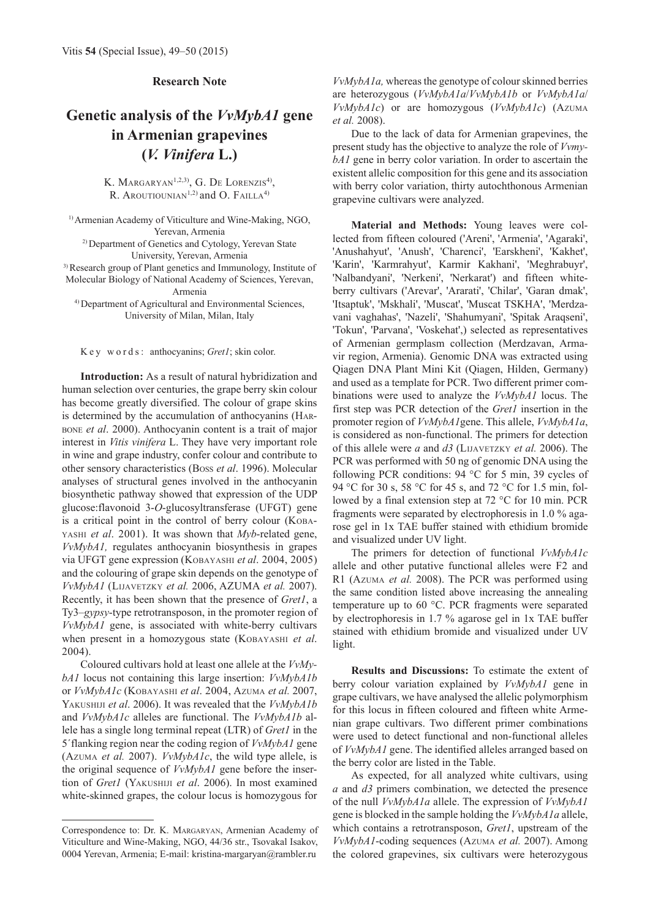**Research Note**

# Genetic analysis of the *VvMybA1* gene in Armenian grapevines (*V. Vinifera* L.)

K. Margaryan[1,2,3)], G. De Lorenzis[4)], R. Aroutiounian[1,2)] and O. Failla[4)]

[1)] Armenian Academy of Viticulture and Wine-Making, NGO, Yerevan, Armenia

[2)] Department of Genetics and Cytology, Yerevan State University, Yerevan, Armenia

[3)] Research group of Plant genetics and Immunology, Institute of Molecular Biology of National Academy of Sciences, Yerevan, Armenia

[4)] Department of Agricultural and Environmental Sciences, University of Milan, Milan, Italy

Key words: anthocyanins; *Gret1*; skin color.

**Introduction:** As a result of natural hybridization and human selection over centuries, the grape berry skin colour has become greatly diversified. The colour of grape skins is determined by the accumulation of anthocyanins (Harbone *et al*. 2000). Anthocyanin content is a trait of major interest in *Vitis vinifera* L. They have very important role in wine and grape industry, confer colour and contribute to other sensory characteristics (Boss *et al*. 1996). Molecular analyses of structural genes involved in the anthocyanin biosynthetic pathway showed that expression of the UDP glucose:flavonoid 3-*O*-glucosyltransferase (UFGT) gene is a critical point in the control of berry colour (Kobayashi *et al*. 2001). It was shown that *Myb*-related gene, *VvMybA1,* regulates anthocyanin biosynthesis in grapes via UFGT gene expression (Kobayashi *et al*. 2004, 2005) and the colouring of grape skin depends on the genotype of *VvMybA1* (Lijavetzky *et al.* 2006, AZUMA *et al.* 2007). Recently, it has been shown that the presence of *Gret1*, a Ty3–*gypsy*-type retrotransposon, in the promoter region of *VvMybA1* gene, is associated with white-berry cultivars when present in a homozygous state (Kobayashi *et al*. 2004).

Coloured cultivars hold at least one allele at the *VvMybA1* locus not containing this large insertion: *VvMybA1b* or *VvMybA1c* (Kobayashi *et al*. 2004, Azuma *et al.* 2007, Yakushiji *et al*. 2006). It was revealed that the *VvMybA1b* and *VvMybA1c* alleles are functional. The *VvMybA1b* allele has a single long terminal repeat (LTR) of *Gret1* in the 5´flanking region near the coding region of *VvMybA1* gene (Azuma *et al.* 2007). *VvMybA1c*, the wild type allele, is the original sequence of *VvMybA1* gene before the insertion of *Gret1* (Yakushiji *et al*. 2006). In most examined white-skinned grapes, the colour locus is homozygous for *VvMybA1a,* whereas the genotype of colour skinned berries are heterozygous (*VvMybA1a*/*VvMybA1b* or *VvMybA1a*/*VvMybA1c*) or are homozygous (*VvMybA1c*) (Azuma *et al.* 2008).

Due to the lack of data for Armenian grapevines, the present study has the objective to analyze the role of *VvmybA1* gene in berry color variation. In order to ascertain the existent allelic composition for this gene and its association with berry color variation, thirty autochthonous Armenian grapevine cultivars were analyzed.

**Material and Methods:** Young leaves were collected from fifteen coloured ('Areni', 'Armenia', 'Agaraki', 'Anushahyut', 'Anush', 'Charenci', 'Earskheni', 'Kakhet', 'Karin', 'Karmrahyut', Karmir Kakhani', 'Meghrabuyr', 'Nalbandyani', 'Nerkeni', 'Nerkarat') and fifteen white-berry cultivars ('Arevar', 'Ararati', 'Chilar', 'Garan dmak', 'Itsaptuk', 'Mskhali', 'Muscat', 'Muscat TSKHA', 'Merdzavani vaghahas', 'Nazeli', 'Shahumyani', 'Spitak Araqseni', 'Tokun', 'Parvana', 'Voskehat',) selected as representatives of Armenian germplasm collection (Merdzavan, Armavir region, Armenia). Genomic DNA was extracted using Qiagen DNA Plant Mini Kit (Qiagen, Hilden, Germany) and used as a template for PCR. Two different primer combinations were used to analyze the *VvMybA1* locus. The first step was PCR detection of the *Gret1* insertion in the promoter region of *VvMybA1*gene. This allele, *VvMybA1a*, is considered as non-functional. The primers for detection of this allele were *a* and *d3* (Lijavetzky *et al.* 2006). The PCR was performed with 50 ng of genomic DNA using the following PCR conditions: 94 °C for 5 min, 39 cycles of 94 °C for 30 s, 58 °C for 45 s, and 72 °C for 1.5 min, followed by a final extension step at 72 °C for 10 min. PCR fragments were separated by electrophoresis in 1.0 % agarose gel in 1x TAE buffer stained with ethidium bromide and visualized under UV light.

The primers for detection of functional *VvMybA1c* allele and other putative functional alleles were F2 and R1 (Azuma *et al.* 2008). The PCR was performed using the same condition listed above increasing the annealing temperature up to 60 °C. PCR fragments were separated by electrophoresis in 1.7 % agarose gel in 1x TAE buffer stained with ethidium bromide and visualized under UV light.

**Results and Discussions:** To estimate the extent of berry colour variation explained by *VvMybA1* gene in grape cultivars, we have analysed the allelic polymorphism for this locus in fifteen coloured and fifteen white Armenian grape cultivars. Two different primer combinations were used to detect functional and non-functional alleles of *VvMybA1* gene. The identified alleles arranged based on the berry color are listed in the Table.

As expected, for all analyzed white cultivars, using *a* and *d3* primers combination, we detected the presence of the null *VvMybA1a* allele. The expression of *VvMybA1* gene is blocked in the sample holding the *VvMybA1a* allele, which contains a retrotransposon, *Gret1*, upstream of the *VvMybA1*-coding sequences (Azuma *et al.* 2007). Among the colored grapevines, six cultivars were heterozygous

Correspondence to: Dr. K. Margaryan, Armenian Academy of Viticulture and Wine-Making, NGO, 44/36 str., Tsovakal Isakov, 0004 Yerevan, Armenia; E-mail: kristina-margaryan@rambler.ru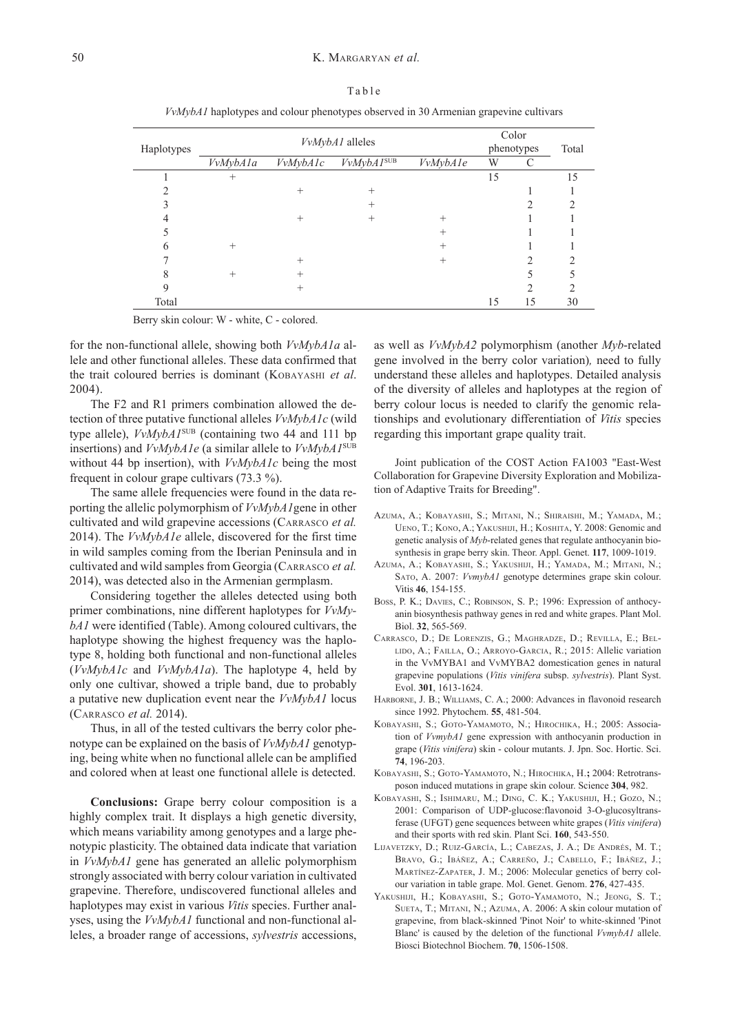Table

*VvMybA1* haplotypes and colour phenotypes observed in 30 Armenian grapevine cultivars

| Haplotypes | *VvMybA1* alleles | | | | Color phenotypes | | Total |
|---|---|---|---|---|---|---|---|
| | *VvMybA1a* | *VvMybA1c* | *VvMybA1*$^{SUB}$ | *VvMybA1e* | W | C | |
| 1 | + | | | | 15 | | 15 |
| 2 | | + | + | | | 1 | 1 |
| 3 | | | + | | | 2 | 2 |
| 4 | | + | + | + | | 1 | 1 |
| 5 | | | | + | | 1 | 1 |
| 6 | + | | | + | | 1 | 1 |
| 7 | | + | | + | | 2 | 2 |
| 8 | + | + | | | | 5 | 5 |
| 9 | | + | | | | 2 | 2 |
| Total | | | | | 15 | 15 | 30 |

Berry skin colour: W - white, C - colored.

for the non-functional allele, showing both *VvMybA1a* allele and other functional alleles. These data confirmed that the trait coloured berries is dominant (Kobayashi *et al*. 2004).

The F2 and R1 primers combination allowed the detection of three putative functional alleles *VvMybA1c* (wild type allele), *VvMybA1*$^{SUB}$ (containing two 44 and 111 bp insertions) and *VvMybA1e* (a similar allele to *VvMybA1*$^{SUB}$ without 44 bp insertion), with *VvMybA1c* being the most frequent in colour grape cultivars (73.3 %).

The same allele frequencies were found in the data reporting the allelic polymorphism of *VvMybA1*gene in other cultivated and wild grapevine accessions (Carrasco *et al.* 2014). The *VvMybA1e* allele, discovered for the first time in wild samples coming from the Iberian Peninsula and in cultivated and wild samples from Georgia (Carrasco *et al.* 2014), was detected also in the Armenian germplasm.

Considering together the alleles detected using both primer combinations, nine different haplotypes for *VvMybA1* were identified (Table). Among coloured cultivars, the haplotype showing the highest frequency was the haplotype 8, holding both functional and non-functional alleles (*VvMybA1c* and *VvMybA1a*). The haplotype 4, held by only one cultivar, showed a triple band, due to probably a putative new duplication event near the *VvMybA1* locus (Carrasco *et al.* 2014).

Thus, in all of the tested cultivars the berry color phenotype can be explained on the basis of *VvMybA1* genotyping, being white when no functional allele can be amplified and colored when at least one functional allele is detected.

**Conclusions:** Grape berry colour composition is a highly complex trait. It displays a high genetic diversity, which means variability among genotypes and a large phenotypic plasticity. The obtained data indicate that variation in *VvMybA1* gene has generated an allelic polymorphism strongly associated with berry colour variation in cultivated grapevine. Therefore, undiscovered functional alleles and haplotypes may exist in various *Vitis* species. Further analyses, using the *VvMybA1* functional and non-functional alleles, a broader range of accessions, *sylvestris* accessions, as well as *VvMybA2* polymorphism (another *Myb*-related gene involved in the berry color variation)*,* need to fully understand these alleles and haplotypes. Detailed analysis of the diversity of alleles and haplotypes at the region of berry colour locus is needed to clarify the genomic relationships and evolutionary differentiation of *Vitis* species regarding this important grape quality trait.

Joint publication of the COST Action FA1003 "East-West Collaboration for Grapevine Diversity Exploration and Mobilization of Adaptive Traits for Breeding".

Azuma, A.; Kobayashi, S.; Mitani, N.; Shiraishi, M.; Yamada, M.; Ueno, T.; Kono, A.; Yakushiji, H.; Koshita, Y. 2008: Genomic and genetic analysis of *Myb*-related genes that regulate anthocyanin biosynthesis in grape berry skin. Theor. Appl. Genet. **117**, 1009-1019.

Azuma, A.; Kobayashi, S.; Yakushiji, H.; Yamada, M.; Mitani, N.; Sato, A. 2007: *VvmybA1* genotype determines grape skin colour. Vitis **46**, 154-155.

Boss, P. K.; Davies, C.; Robinson, S. P.; 1996: Expression of anthocyanin biosynthesis pathway genes in red and white grapes. Plant Mol. Biol. **32**, 565-569.

Carrasco, D.; De Lorenzis, G.; Maghradze, D.; Revilla, E.; Bellido, A.; Failla, O.; Arroyo-Garcia, R.; 2015: Allelic variation in the VvMYBA1 and VvMYBA2 domestication genes in natural grapevine populations (*Vitis vinifera* subsp. *sylvestris*). Plant Syst. Evol. **301**, 1613-1624.

Harborne, J. B.; Williams, C. A.; 2000: Advances in flavonoid research since 1992. Phytochem. **55**, 481-504.

Kobayashi, S.; Goto-Yamamoto, N.; Hirochika, H.; 2005: Association of *VvmybA1* gene expression with anthocyanin production in grape (*Vitis vinifera*) skin - colour mutants. J. Jpn. Soc. Hortic. Sci. **74**, 196-203.

Kobayashi, S.; Goto-Yamamoto, N.; Hirochika, H.**;** 2004: Retrotransposon induced mutations in grape skin colour. Science **304**, 982.

Kobayashi, S.; Ishimaru, M.; Ding, C. K.; Yakushiji, H.; Gozo, N.; 2001: Comparison of UDP-glucose:flavonoid 3-O-glucosyltransferase (UFGT) gene sequences between white grapes (*Vitis vinifera*) and their sports with red skin. Plant Sci. **160**, 543-550.

Lijavetzky, D.; Ruiz-García, L.; Cabezas, J. A.; De Andrés, M. T.; Bravo, G.; Ibáñez, A.; Carreño, J.; Cabello, F.; Ibáñez, J.; Martínez-Zapater, J. M.; 2006: Molecular genetics of berry colour variation in table grape. Mol. Genet. Genom. **276**, 427-435.

Yakushiji, H.; Kobayashi, S.; Goto-Yamamoto, N.; Jeong, S. T.; Sueta, T.; Mitani, N.; Azuma, A. 2006: A skin colour mutation of grapevine, from black-skinned 'Pinot Noir' to white-skinned 'Pinot Blanc' is caused by the deletion of the functional *VvmybA1* allele. Biosci Biotechnol Biochem. **70**, 1506-1508.